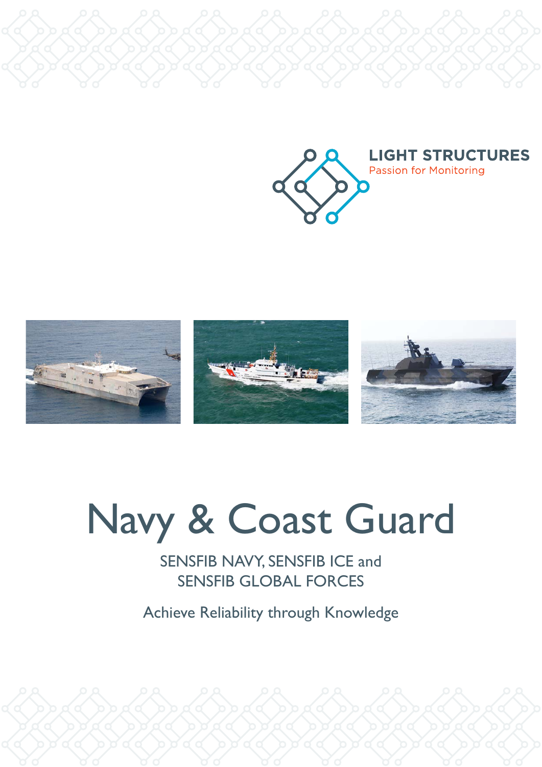LIGHT STRUCTURES

Passion for Monitoring

# Navy & Coast Guard

SENSFIB NAVY, SENSFIB ICE and
SENSFIB GLOBAL FORCES

Achieve Reliability through Knowledge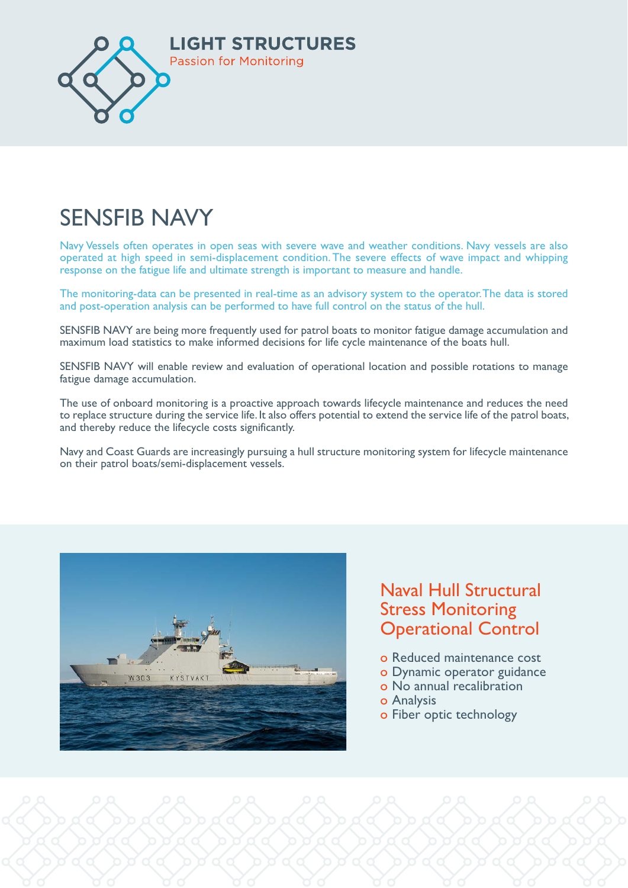LIGHT STRUCTURES

Passion for Monitoring

# SENSFIB NAVY

Navy Vessels often operates in open seas with severe wave and weather conditions. Navy vessels are also operated at high speed in semi-displacement condition. The severe effects of wave impact and whipping response on the fatigue life and ultimate strength is important to measure and handle.

The monitoring-data can be presented in real-time as an advisory system to the operator. The data is stored and post-operation analysis can be performed to have full control on the status of the hull.

SENSFIB NAVY are being more frequently used for patrol boats to monitor fatigue damage accumulation and maximum load statistics to make informed decisions for life cycle maintenance of the boats hull.

SENSFIB NAVY will enable review and evaluation of operational location and possible rotations to manage fatigue damage accumulation.

The use of onboard monitoring is a proactive approach towards lifecycle maintenance and reduces the need to replace structure during the service life. It also offers potential to extend the service life of the patrol boats, and thereby reduce the lifecycle costs significantly.

Navy and Coast Guards are increasingly pursuing a hull structure monitoring system for lifecycle maintenance on their patrol boats/semi-displacement vessels.

## Naval Hull Structural Stress Monitoring Operational Control

- Reduced maintenance cost
- Dynamic operator guidance
- No annual recalibration
- Analysis
- Fiber optic technology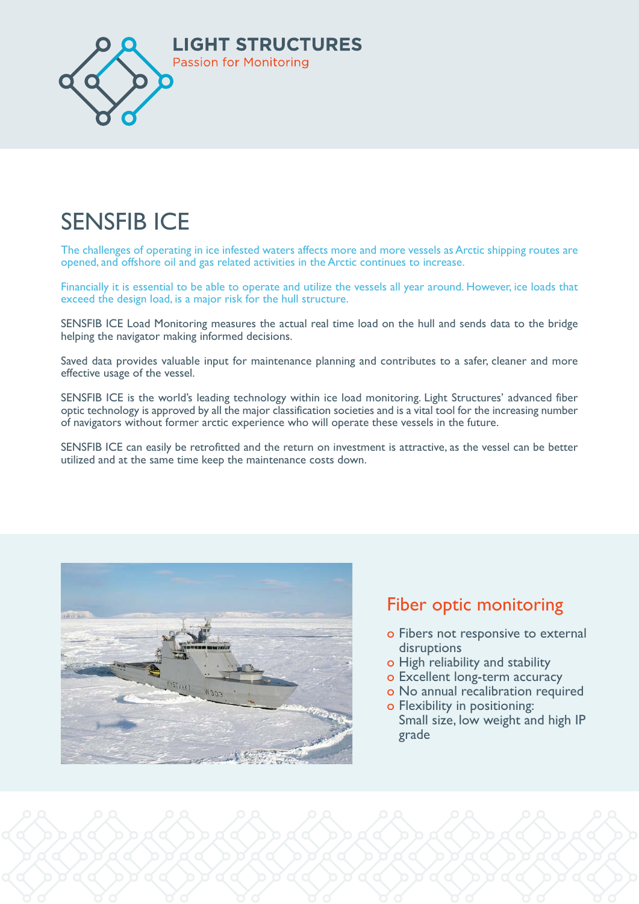LIGHT STRUCTURES

Passion for Monitoring

# SENSFIB ICE

The challenges of operating in ice infested waters affects more and more vessels as Arctic shipping routes are opened, and offshore oil and gas related activities in the Arctic continues to increase.

Financially it is essential to be able to operate and utilize the vessels all year around. However, ice loads that exceed the design load, is a major risk for the hull structure.

SENSFIB ICE Load Monitoring measures the actual real time load on the hull and sends data to the bridge helping the navigator making informed decisions.

Saved data provides valuable input for maintenance planning and contributes to a safer, cleaner and more effective usage of the vessel.

SENSFIB ICE is the world's leading technology within ice load monitoring. Light Structures' advanced fiber optic technology is approved by all the major classification societies and is a vital tool for the increasing number of navigators without former arctic experience who will operate these vessels in the future.

SENSFIB ICE can easily be retrofitted and the return on investment is attractive, as the vessel can be better utilized and at the same time keep the maintenance costs down.

## Fiber optic monitoring

- Fibers not responsive to external disruptions
- High reliability and stability
- Excellent long-term accuracy
- No annual recalibration required
- Flexibility in positioning: Small size, low weight and high IP grade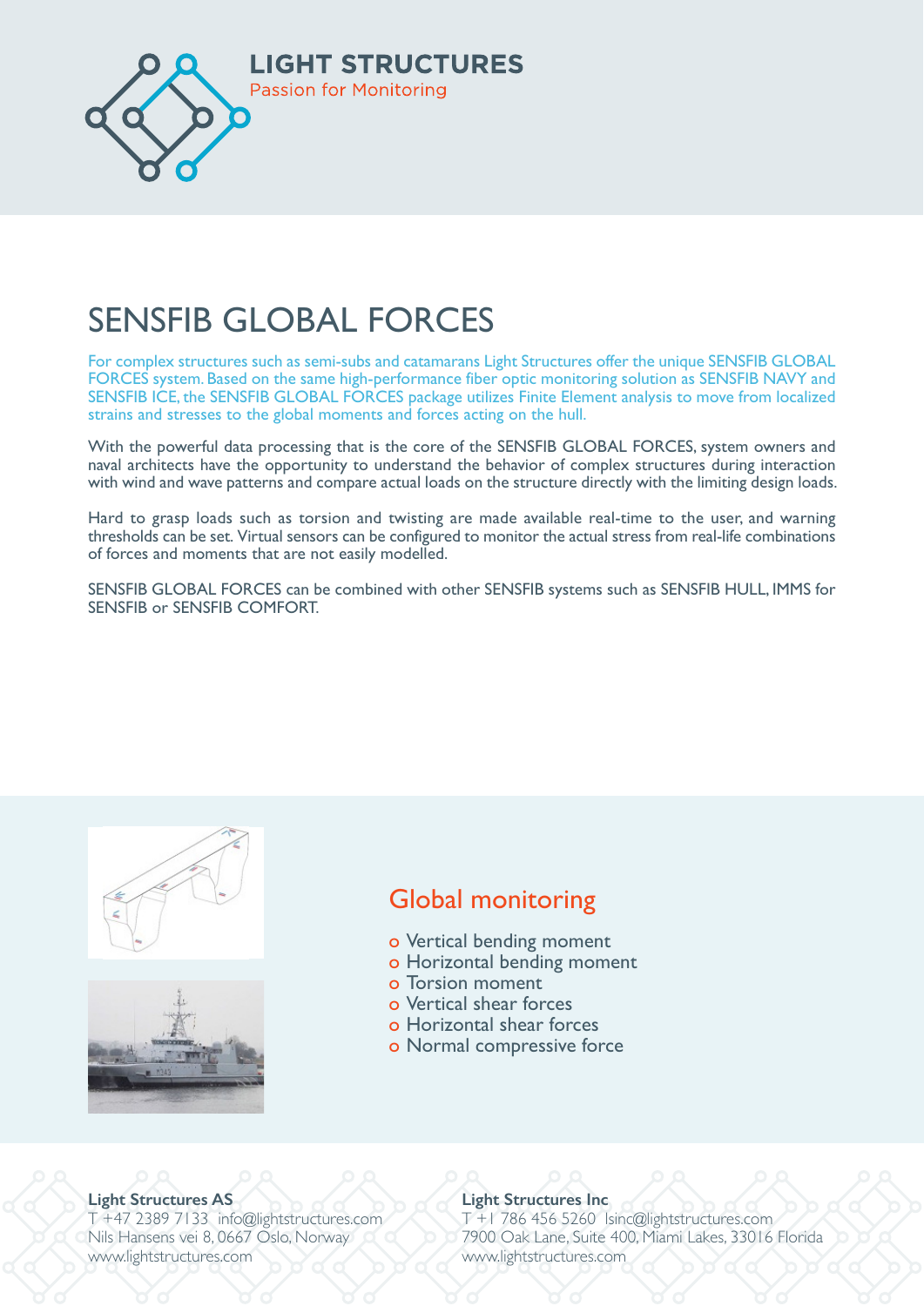LIGHT STRUCTURES
Passion for Monitoring

# SENSFIB GLOBAL FORCES

For complex structures such as semi-subs and catamarans Light Structures offer the unique SENSFIB GLOBAL FORCES system. Based on the same high-performance fiber optic monitoring solution as SENSFIB NAVY and SENSFIB ICE, the SENSFIB GLOBAL FORCES package utilizes Finite Element analysis to move from localized strains and stresses to the global moments and forces acting on the hull.

With the powerful data processing that is the core of the SENSFIB GLOBAL FORCES, system owners and naval architects have the opportunity to understand the behavior of complex structures during interaction with wind and wave patterns and compare actual loads on the structure directly with the limiting design loads.

Hard to grasp loads such as torsion and twisting are made available real-time to the user, and warning thresholds can be set. Virtual sensors can be configured to monitor the actual stress from real-life combinations of forces and moments that are not easily modelled.

SENSFIB GLOBAL FORCES can be combined with other SENSFIB systems such as SENSFIB HULL, IMMS for SENSFIB or SENSFIB COMFORT.

## Global monitoring

- Vertical bending moment
- Horizontal bending moment
- Torsion moment
- Vertical shear forces
- Horizontal shear forces
- Normal compressive force

**Light Structures AS**
T +47 2389 7133 info@lightstructures.com
Nils Hansens vei 8, 0667 Oslo, Norway
www.lightstructures.com

**Light Structures Inc**
T +1 786 456 5260 lsinc@lightstructures.com
7900 Oak Lane, Suite 400, Miami Lakes, 33016 Florida
www.lightstructures.com